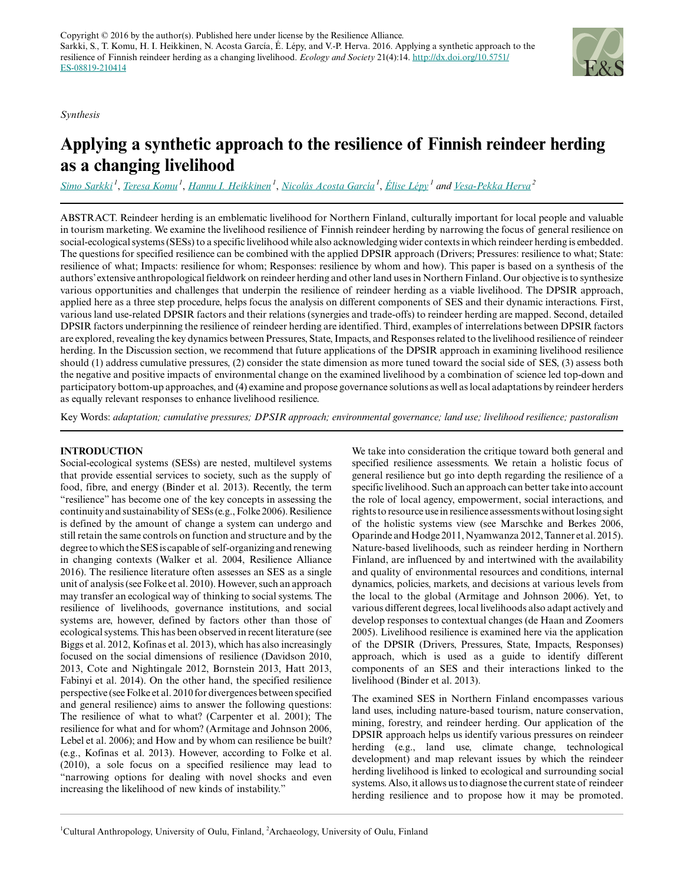Copyright © 2016 by the author(s). Published here under license by the Resilience Alliance.
Sarkki, S., T. Komu, H. I. Heikkinen, N. Acosta García, É. Lépy, and V.-P. Herva. 2016. Applying a synthetic approach to the resilience of Finnish reindeer herding as a changing livelihood. *Ecology and Society* 21(4):14. http://dx.doi.org/10.5751/ES-08819-210414

*Synthesis*

# Applying a synthetic approach to the resilience of Finnish reindeer herding as a changing livelihood

Simo Sarkki [1], Teresa Komu [1], Hannu I. Heikkinen [1], Nicolás Acosta García [1], Élise Lépy [1] and Vesa-Pekka Herva [2]

ABSTRACT. Reindeer herding is an emblematic livelihood for Northern Finland, culturally important for local people and valuable in tourism marketing. We examine the livelihood resilience of Finnish reindeer herding by narrowing the focus of general resilience on social-ecological systems (SESs) to a specific livelihood while also acknowledging wider contexts in which reindeer herding is embedded. The questions for specified resilience can be combined with the applied DPSIR approach (Drivers; Pressures: resilience to what; State: resilience of what; Impacts: resilience for whom; Responses: resilience by whom and how). This paper is based on a synthesis of the authors' extensive anthropological fieldwork on reindeer herding and other land uses in Northern Finland. Our objective is to synthesize various opportunities and challenges that underpin the resilience of reindeer herding as a viable livelihood. The DPSIR approach, applied here as a three step procedure, helps focus the analysis on different components of SES and their dynamic interactions. First, various land use-related DPSIR factors and their relations (synergies and trade-offs) to reindeer herding are mapped. Second, detailed DPSIR factors underpinning the resilience of reindeer herding are identified. Third, examples of interrelations between DPSIR factors are explored, revealing the key dynamics between Pressures, State, Impacts, and Responses related to the livelihood resilience of reindeer herding. In the Discussion section, we recommend that future applications of the DPSIR approach in examining livelihood resilience should (1) address cumulative pressures, (2) consider the state dimension as more tuned toward the social side of SES, (3) assess both the negative and positive impacts of environmental change on the examined livelihood by a combination of science led top-down and participatory bottom-up approaches, and (4) examine and propose governance solutions as well as local adaptations by reindeer herders as equally relevant responses to enhance livelihood resilience.

Key Words: *adaptation; cumulative pressures; DPSIR approach; environmental governance; land use; livelihood resilience; pastoralism*

## INTRODUCTION

Social-ecological systems (SESs) are nested, multilevel systems that provide essential services to society, such as the supply of food, fibre, and energy (Binder et al. 2013). Recently, the term "resilience" has become one of the key concepts in assessing the continuity and sustainability of SESs (e.g., Folke 2006). Resilience is defined by the amount of change a system can undergo and still retain the same controls on function and structure and by the degree to which the SES is capable of self-organizing and renewing in changing contexts (Walker et al. 2004, Resilience Alliance 2016). The resilience literature often assesses an SES as a single unit of analysis (see Folke et al. 2010). However, such an approach may transfer an ecological way of thinking to social systems. The resilience of livelihoods, governance institutions, and social systems are, however, defined by factors other than those of ecological systems. This has been observed in recent literature (see Biggs et al. 2012, Kofinas et al. 2013), which has also increasingly focused on the social dimensions of resilience (Davidson 2010, 2013, Cote and Nightingale 2012, Bornstein 2013, Hatt 2013, Fabinyi et al. 2014). On the other hand, the specified resilience perspective (see Folke et al. 2010 for divergences between specified and general resilience) aims to answer the following questions: The resilience of what to what? (Carpenter et al. 2001); The resilience for what and for whom? (Armitage and Johnson 2006, Lebel et al. 2006); and How and by whom can resilience be built? (e.g., Kofinas et al. 2013). However, according to Folke et al. (2010), a sole focus on a specified resilience may lead to "narrowing options for dealing with novel shocks and even increasing the likelihood of new kinds of instability."

We take into consideration the critique toward both general and specified resilience assessments. We retain a holistic focus of general resilience but go into depth regarding the resilience of a specific livelihood. Such an approach can better take into account the role of local agency, empowerment, social interactions, and rights to resource use in resilience assessments without losing sight of the holistic systems view (see Marschke and Berkes 2006, Oparinde and Hodge 2011, Nyamwanza 2012, Tanner et al. 2015). Nature-based livelihoods, such as reindeer herding in Northern Finland, are influenced by and intertwined with the availability and quality of environmental resources and conditions, internal dynamics, policies, markets, and decisions at various levels from the local to the global (Armitage and Johnson 2006). Yet, to various different degrees, local livelihoods also adapt actively and develop responses to contextual changes (de Haan and Zoomers 2005). Livelihood resilience is examined here via the application of the DPSIR (Drivers, Pressures, State, Impacts, Responses) approach, which is used as a guide to identify different components of an SES and their interactions linked to the livelihood (Binder et al. 2013).

The examined SES in Northern Finland encompasses various land uses, including nature-based tourism, nature conservation, mining, forestry, and reindeer herding. Our application of the DPSIR approach helps us identify various pressures on reindeer herding (e.g., land use, climate change, technological development) and map relevant issues by which the reindeer herding livelihood is linked to ecological and surrounding social systems. Also, it allows us to diagnose the current state of reindeer herding resilience and to propose how it may be promoted.

[1] Cultural Anthropology, University of Oulu, Finland, [2] Archaeology, University of Oulu, Finland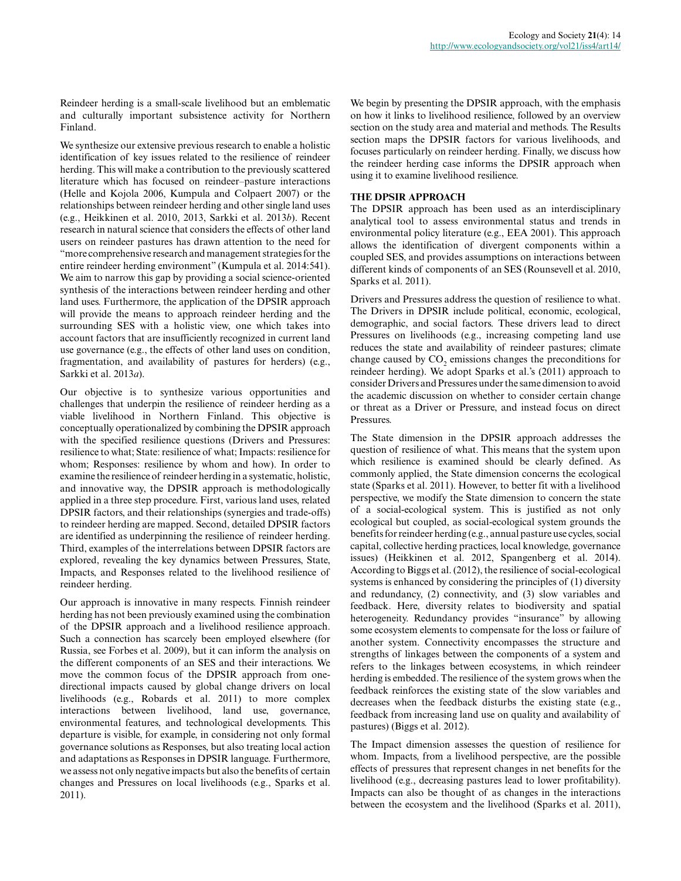Reindeer herding is a small-scale livelihood but an emblematic and culturally important subsistence activity for Northern Finland.

We synthesize our extensive previous research to enable a holistic identification of key issues related to the resilience of reindeer herding. This will make a contribution to the previously scattered literature which has focused on reindeer–pasture interactions (Helle and Kojola 2006, Kumpula and Colpaert 2007) or the relationships between reindeer herding and other single land uses (e.g., Heikkinen et al. 2010, 2013, Sarkki et al. 2013*b*). Recent research in natural science that considers the effects of other land users on reindeer pastures has drawn attention to the need for "more comprehensive research and management strategies for the entire reindeer herding environment" (Kumpula et al. 2014:541). We aim to narrow this gap by providing a social science-oriented synthesis of the interactions between reindeer herding and other land uses. Furthermore, the application of the DPSIR approach will provide the means to approach reindeer herding and the surrounding SES with a holistic view, one which takes into account factors that are insufficiently recognized in current land use governance (e.g., the effects of other land uses on condition, fragmentation, and availability of pastures for herders) (e.g., Sarkki et al. 2013*a*).

Our objective is to synthesize various opportunities and challenges that underpin the resilience of reindeer herding as a viable livelihood in Northern Finland. This objective is conceptually operationalized by combining the DPSIR approach with the specified resilience questions (Drivers and Pressures: resilience to what; State: resilience of what; Impacts: resilience for whom; Responses: resilience by whom and how). In order to examine the resilience of reindeer herding in a systematic, holistic, and innovative way, the DPSIR approach is methodologically applied in a three step procedure. First, various land uses, related DPSIR factors, and their relationships (synergies and trade-offs) to reindeer herding are mapped. Second, detailed DPSIR factors are identified as underpinning the resilience of reindeer herding. Third, examples of the interrelations between DPSIR factors are explored, revealing the key dynamics between Pressures, State, Impacts, and Responses related to the livelihood resilience of reindeer herding.

Our approach is innovative in many respects. Finnish reindeer herding has not been previously examined using the combination of the DPSIR approach and a livelihood resilience approach. Such a connection has scarcely been employed elsewhere (for Russia, see Forbes et al. 2009), but it can inform the analysis on the different components of an SES and their interactions. We move the common focus of the DPSIR approach from one-directional impacts caused by global change drivers on local livelihoods (e.g., Robards et al. 2011) to more complex interactions between livelihood, land use, governance, environmental features, and technological developments. This departure is visible, for example, in considering not only formal governance solutions as Responses, but also treating local action and adaptations as Responses in DPSIR language. Furthermore, we assess not only negative impacts but also the benefits of certain changes and Pressures on local livelihoods (e.g., Sparks et al. 2011).

We begin by presenting the DPSIR approach, with the emphasis on how it links to livelihood resilience, followed by an overview section on the study area and material and methods. The Results section maps the DPSIR factors for various livelihoods, and focuses particularly on reindeer herding. Finally, we discuss how the reindeer herding case informs the DPSIR approach when using it to examine livelihood resilience.

## THE DPSIR APPROACH

The DPSIR approach has been used as an interdisciplinary analytical tool to assess environmental status and trends in environmental policy literature (e.g., EEA 2001). This approach allows the identification of divergent components within a coupled SES, and provides assumptions on interactions between different kinds of components of an SES (Rounsevell et al. 2010, Sparks et al. 2011).

Drivers and Pressures address the question of resilience to what. The Drivers in DPSIR include political, economic, ecological, demographic, and social factors. These drivers lead to direct Pressures on livelihoods (e.g., increasing competing land use reduces the state and availability of reindeer pastures; climate change caused by $CO_2$ emissions changes the preconditions for reindeer herding). We adopt Sparks et al.'s (2011) approach to consider Drivers and Pressures under the same dimension to avoid the academic discussion on whether to consider certain change or threat as a Driver or Pressure, and instead focus on direct Pressures.

The State dimension in the DPSIR approach addresses the question of resilience of what. This means that the system upon which resilience is examined should be clearly defined. As commonly applied, the State dimension concerns the ecological state (Sparks et al. 2011). However, to better fit with a livelihood perspective, we modify the State dimension to concern the state of a social-ecological system. This is justified as not only ecological but coupled, as social-ecological system grounds the benefits for reindeer herding (e.g., annual pasture use cycles, social capital, collective herding practices, local knowledge, governance issues) (Heikkinen et al. 2012, Spangenberg et al. 2014). According to Biggs et al. (2012), the resilience of social-ecological systems is enhanced by considering the principles of (1) diversity and redundancy, (2) connectivity, and (3) slow variables and feedback. Here, diversity relates to biodiversity and spatial heterogeneity. Redundancy provides "insurance" by allowing some ecosystem elements to compensate for the loss or failure of another system. Connectivity encompasses the structure and strengths of linkages between the components of a system and refers to the linkages between ecosystems, in which reindeer herding is embedded. The resilience of the system grows when the feedback reinforces the existing state of the slow variables and decreases when the feedback disturbs the existing state (e.g., feedback from increasing land use on quality and availability of pastures) (Biggs et al. 2012).

The Impact dimension assesses the question of resilience for whom. Impacts, from a livelihood perspective, are the possible effects of pressures that represent changes in net benefits for the livelihood (e.g., decreasing pastures lead to lower profitability). Impacts can also be thought of as changes in the interactions between the ecosystem and the livelihood (Sparks et al. 2011),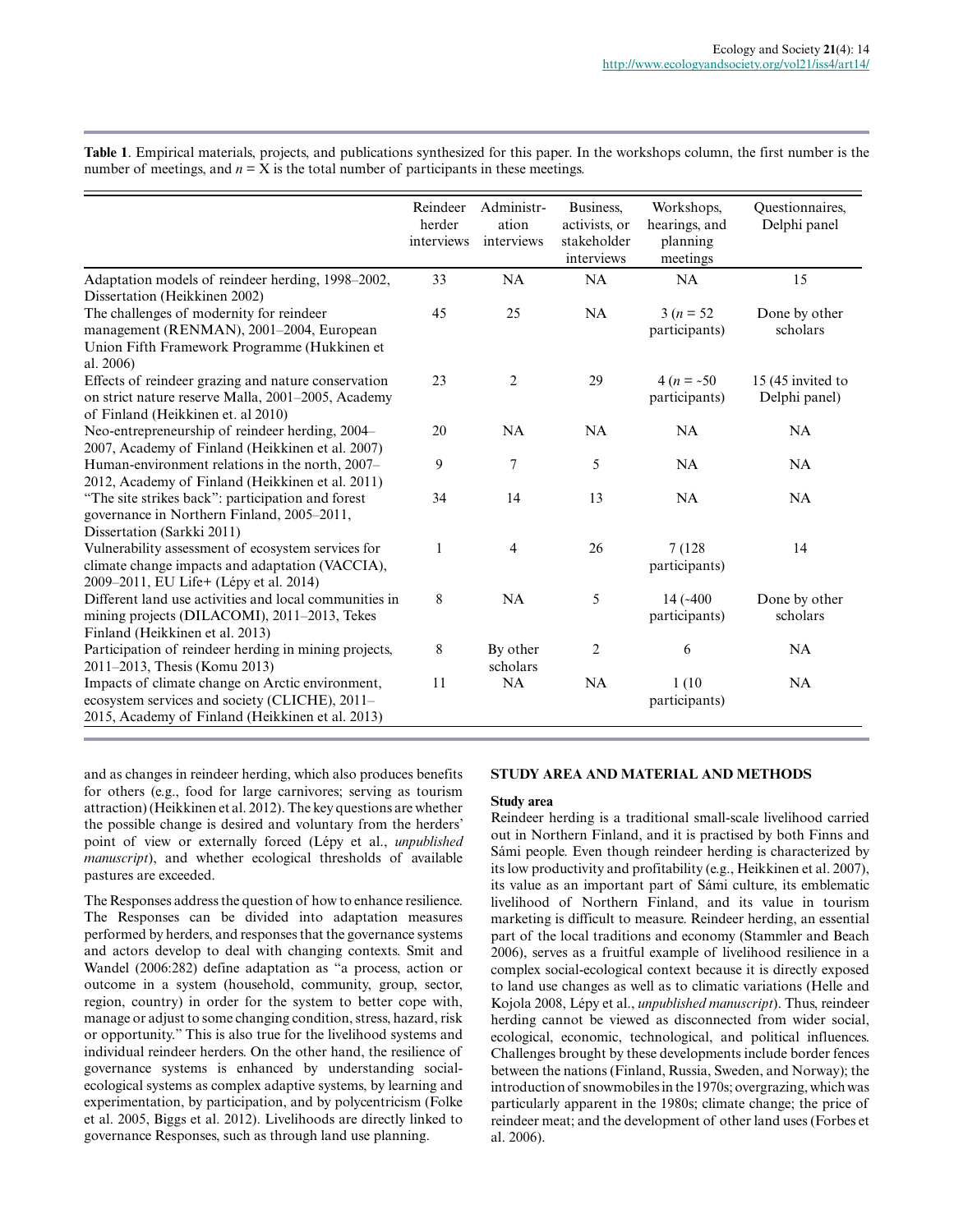**Table 1**. Empirical materials, projects, and publications synthesized for this paper. In the workshops column, the first number is the number of meetings, and $n$ = X is the total number of participants in these meetings.

| | Reindeer herder interviews | Administration interviews | Business, activists, or stakeholder interviews | Workshops, hearings, and planning meetings | Questionnaires, Delphi panel |
|---|---|---|---|---|---|
| Adaptation models of reindeer herding, 1998–2002, Dissertation (Heikkinen 2002) | 33 | NA | NA | NA | 15 |
| The challenges of modernity for reindeer management (RENMAN), 2001–2004, European Union Fifth Framework Programme (Hukkinen et al. 2006) | 45 | 25 | NA | 3 ($n$ = 52 participants) | Done by other scholars |
| Effects of reindeer grazing and nature conservation on strict nature reserve Malla, 2001–2005, Academy of Finland (Heikkinen et. al 2010) | 23 | 2 | 29 | 4 ($n$ = ~50 participants) | 15 (45 invited to Delphi panel) |
| Neo-entrepreneurship of reindeer herding, 2004–2007, Academy of Finland (Heikkinen et al. 2007) | 20 | NA | NA | NA | NA |
| Human-environment relations in the north, 2007–2012, Academy of Finland (Heikkinen et al. 2011) | 9 | 7 | 5 | NA | NA |
| "The site strikes back": participation and forest governance in Northern Finland, 2005–2011, Dissertation (Sarkki 2011) | 34 | 14 | 13 | NA | NA |
| Vulnerability assessment of ecosystem services for climate change impacts and adaptation (VACCIA), 2009–2011, EU Life+ (Lépy et al. 2014) | 1 | 4 | 26 | 7 (128 participants) | 14 |
| Different land use activities and local communities in mining projects (DILACOMI), 2011–2013, Tekes Finland (Heikkinen et al. 2013) | 8 | NA | 5 | 14 (~400 participants) | Done by other scholars |
| Participation of reindeer herding in mining projects, 2011–2013, Thesis (Komu 2013) | 8 | By other scholars | 2 | 6 | NA |
| Impacts of climate change on Arctic environment, ecosystem services and society (CLICHE), 2011–2015, Academy of Finland (Heikkinen et al. 2013) | 11 | NA | NA | 1 (10 participants) | NA |

and as changes in reindeer herding, which also produces benefits for others (e.g., food for large carnivores; serving as tourism attraction) (Heikkinen et al. 2012). The key questions are whether the possible change is desired and voluntary from the herders' point of view or externally forced (Lépy et al., *unpublished manuscript*), and whether ecological thresholds of available pastures are exceeded.

The Responses address the question of how to enhance resilience. The Responses can be divided into adaptation measures performed by herders, and responses that the governance systems and actors develop to deal with changing contexts. Smit and Wandel (2006:282) define adaptation as "a process, action or outcome in a system (household, community, group, sector, region, country) in order for the system to better cope with, manage or adjust to some changing condition, stress, hazard, risk or opportunity." This is also true for the livelihood systems and individual reindeer herders. On the other hand, the resilience of governance systems is enhanced by understanding social-ecological systems as complex adaptive systems, by learning and experimentation, by participation, and by polycentricism (Folke et al. 2005, Biggs et al. 2012). Livelihoods are directly linked to governance Responses, such as through land use planning.

## STUDY AREA AND MATERIAL AND METHODS

### Study area

Reindeer herding is a traditional small-scale livelihood carried out in Northern Finland, and it is practised by both Finns and Sámi people. Even though reindeer herding is characterized by its low productivity and profitability (e.g., Heikkinen et al. 2007), its value as an important part of Sámi culture, its emblematic livelihood of Northern Finland, and its value in tourism marketing is difficult to measure. Reindeer herding, an essential part of the local traditions and economy (Stammler and Beach 2006), serves as a fruitful example of livelihood resilience in a complex social-ecological context because it is directly exposed to land use changes as well as to climatic variations (Helle and Kojola 2008, Lépy et al., *unpublished manuscript*). Thus, reindeer herding cannot be viewed as disconnected from wider social, ecological, economic, technological, and political influences. Challenges brought by these developments include border fences between the nations (Finland, Russia, Sweden, and Norway); the introduction of snowmobiles in the 1970s; overgrazing, which was particularly apparent in the 1980s; climate change; the price of reindeer meat; and the development of other land uses (Forbes et al. 2006).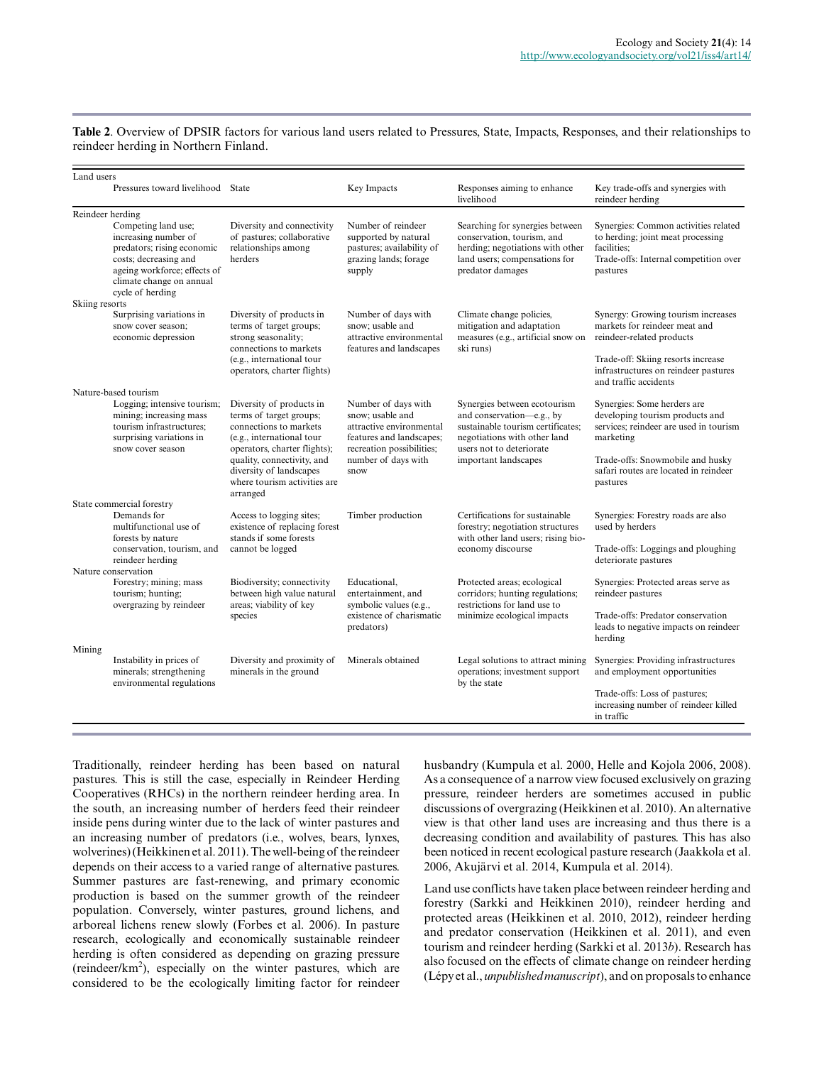**Table 2**. Overview of DPSIR factors for various land users related to Pressures, State, Impacts, Responses, and their relationships to reindeer herding in Northern Finland.

| Land users | Pressures toward livelihood | State | Key Impacts | Responses aiming to enhance livelihood | Key trade-offs and synergies with reindeer herding |
|---|---|---|---|---|---|
| Reindeer herding | Competing land use; increasing number of predators; rising economic costs; decreasing and ageing workforce; effects of climate change on annual cycle of herding | Diversity and connectivity of pastures; collaborative relationships among herders | Number of reindeer supported by natural pastures; availability of grazing lands; forage supply | Searching for synergies between conservation, tourism, and herding; negotiations with other land users; compensations for predator damages | Synergies: Common activities related to herding; joint meat processing facilities; Trade-offs: Internal competition over pastures |
| Skiing resorts | Surprising variations in snow cover season; economic depression | Diversity of products in terms of target groups; strong seasonality; connections to markets (e.g., international tour operators, charter flights) | Number of days with snow; usable and attractive environmental features and landscapes | Climate change policies, mitigation and adaptation measures (e.g., artificial snow on ski runs) | Synergy: Growing tourism increases markets for reindeer meat and reindeer-related products<br><br>Trade-off: Skiing resorts increase infrastructures on reindeer pastures and traffic accidents |
| Nature-based tourism | Logging; intensive tourism; mining; increasing mass tourism infrastructures; surprising variations in snow cover season | Diversity of products in terms of target groups; connections to markets (e.g., international tour operators, charter flights); quality, connectivity, and diversity of landscapes where tourism activities are arranged | Number of days with snow; usable and attractive environmental features and landscapes; recreation possibilities; number of days with snow | Synergies between ecotourism and conservation—e.g., by sustainable tourism certificates; negotiations with other land users not to deteriorate important landscapes | Synergies: Some herders are developing tourism products and services; reindeer are used in tourism marketing<br><br>Trade-offs: Snowmobile and husky safari routes are located in reindeer pastures |
| State commercial forestry | Demands for multifunctional use of forests by nature conservation, tourism, and reindeer herding | Access to logging sites; existence of replacing forest stands if some forests cannot be logged | Timber production | Certifications for sustainable forestry; negotiation structures with other land users; rising bio-economy discourse | Synergies: Forestry roads are also used by herders<br><br>Trade-offs: Loggings and ploughing deteriorate pastures |
| Nature conservation | Forestry; mining; mass tourism; hunting; overgrazing by reindeer | Biodiversity; connectivity between high value natural areas; viability of key species | Educational, entertainment, and symbolic values (e.g., existence of charismatic predators) | Protected areas; ecological corridors; hunting regulations; restrictions for land use to minimize ecological impacts | Synergies: Protected areas serve as reindeer pastures<br><br>Trade-offs: Predator conservation leads to negative impacts on reindeer herding |
| Mining | Instability in prices of minerals; strengthening environmental regulations | Diversity and proximity of minerals in the ground | Minerals obtained | Legal solutions to attract mining operations; investment support by the state | Synergies: Providing infrastructures and employment opportunities<br><br>Trade-offs: Loss of pastures; increasing number of reindeer killed in traffic |

Traditionally, reindeer herding has been based on natural pastures. This is still the case, especially in Reindeer Herding Cooperatives (RHCs) in the northern reindeer herding area. In the south, an increasing number of herders feed their reindeer inside pens during winter due to the lack of winter pastures and an increasing number of predators (i.e., wolves, bears, lynxes, wolverines) (Heikkinen et al. 2011). The well-being of the reindeer depends on their access to a varied range of alternative pastures. Summer pastures are fast-renewing, and primary economic production is based on the summer growth of the reindeer population. Conversely, winter pastures, ground lichens, and arboreal lichens renew slowly (Forbes et al. 2006). In pasture research, ecologically and economically sustainable reindeer herding is often considered as depending on grazing pressure (reindeer/km$^2$), especially on the winter pastures, which are considered to be the ecologically limiting factor for reindeer husbandry (Kumpula et al. 2000, Helle and Kojola 2006, 2008). As a consequence of a narrow view focused exclusively on grazing pressure, reindeer herders are sometimes accused in public discussions of overgrazing (Heikkinen et al. 2010). An alternative view is that other land uses are increasing and thus there is a decreasing condition and availability of pastures. This has also been noticed in recent ecological pasture research (Jaakkola et al. 2006, Akujärvi et al. 2014, Kumpula et al. 2014).

Land use conflicts have taken place between reindeer herding and forestry (Sarkki and Heikkinen 2010), reindeer herding and protected areas (Heikkinen et al. 2010, 2012), reindeer herding and predator conservation (Heikkinen et al. 2011), and even tourism and reindeer herding (Sarkki et al. 2013*b*). Research has also focused on the effects of climate change on reindeer herding (Lépy et al., *unpublished manuscript*), and on proposals to enhance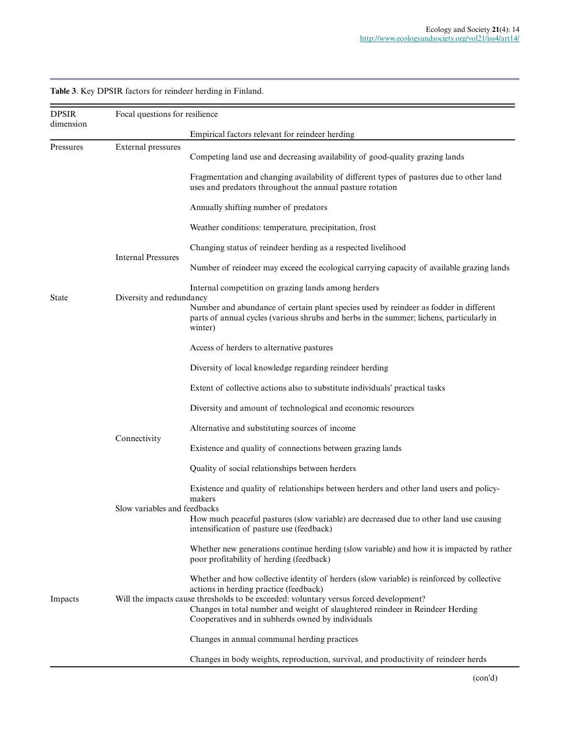**Table 3**. Key DPSIR factors for reindeer herding in Finland.

| DPSIR dimension | Focal questions for resilience | Empirical factors relevant for reindeer herding |
| --- | --- | --- |
| Pressures | External pressures | Competing land use and decreasing availability of good-quality grazing lands |
| | | Fragmentation and changing availability of different types of pastures due to other land uses and predators throughout the annual pasture rotation |
| | | Annually shifting number of predators |
| | | Weather conditions: temperature, precipitation, frost |
| | | Changing status of reindeer herding as a respected livelihood |
| | Internal Pressures | Number of reindeer may exceed the ecological carrying capacity of available grazing lands |
| | | Internal competition on grazing lands among herders |
| State | Diversity and redundancy | Number and abundance of certain plant species used by reindeer as fodder in different parts of annual cycles (various shrubs and herbs in the summer; lichens, particularly in winter) |
| | | Access of herders to alternative pastures |
| | | Diversity of local knowledge regarding reindeer herding |
| | | Extent of collective actions also to substitute individuals' practical tasks |
| | | Diversity and amount of technological and economic resources |
| | | Alternative and substituting sources of income |
| | Connectivity | Existence and quality of connections between grazing lands |
| | | Quality of social relationships between herders |
| | | Existence and quality of relationships between herders and other land users and policy-makers |
| | Slow variables and feedbacks | How much peaceful pastures (slow variable) are decreased due to other land use causing intensification of pasture use (feedback) |
| | | Whether new generations continue herding (slow variable) and how it is impacted by rather poor profitability of herding (feedback) |
| | | Whether and how collective identity of herders (slow variable) is reinforced by collective actions in herding practice (feedback) |
| Impacts | Will the impacts cause thresholds to be exceeded: voluntary versus forced development? | Changes in total number and weight of slaughtered reindeer in Reindeer Herding Cooperatives and in subherds owned by individuals |
| | | Changes in annual communal herding practices |
| | | Changes in body weights, reproduction, survival, and productivity of reindeer herds |

(con'd)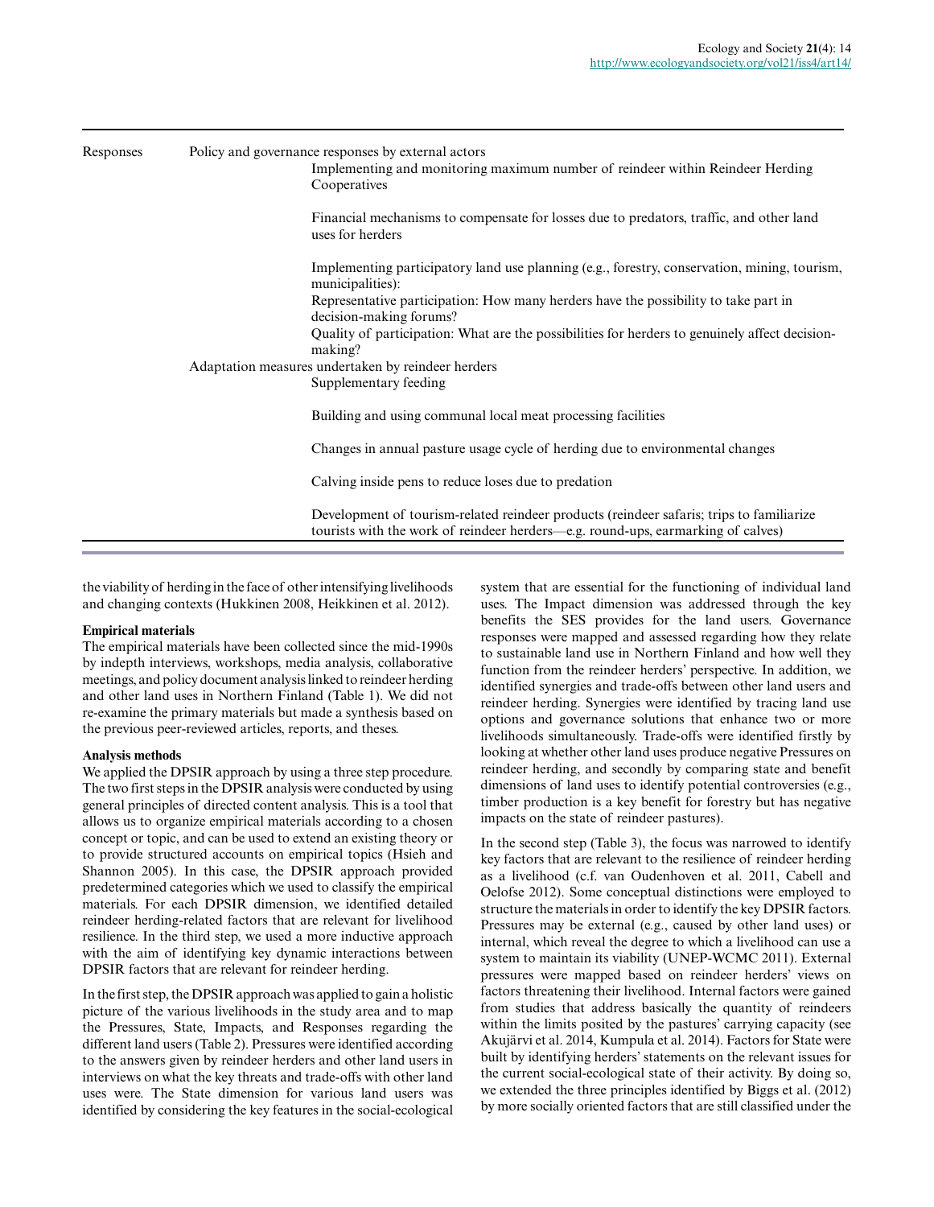| | | |
|---|---|---|
| Responses | Policy and governance responses by external actors | |
| | | Implementing and monitoring maximum number of reindeer within Reindeer Herding Cooperatives |
| | | Financial mechanisms to compensate for losses due to predators, traffic, and other land uses for herders |
| | | Implementing participatory land use planning (e.g., forestry, conservation, mining, tourism, municipalities): Representative participation: How many herders have the possibility to take part in decision-making forums? Quality of participation: What are the possibilities for herders to genuinely affect decision-making? |
| | Adaptation measures undertaken by reindeer herders | |
| | | Supplementary feeding |
| | | Building and using communal local meat processing facilities |
| | | Changes in annual pasture usage cycle of herding due to environmental changes |
| | | Calving inside pens to reduce loses due to predation |
| | | Development of tourism-related reindeer products (reindeer safaris; trips to familiarize tourists with the work of reindeer herders—e.g. round-ups, earmarking of calves) |

the viability of herding in the face of other intensifying livelihoods and changing contexts (Hukkinen 2008, Heikkinen et al. 2012).

**Empirical materials**

The empirical materials have been collected since the mid-1990s by indepth interviews, workshops, media analysis, collaborative meetings, and policy document analysis linked to reindeer herding and other land uses in Northern Finland (Table 1). We did not re-examine the primary materials but made a synthesis based on the previous peer-reviewed articles, reports, and theses.

**Analysis methods**

We applied the DPSIR approach by using a three step procedure. The two first steps in the DPSIR analysis were conducted by using general principles of directed content analysis. This is a tool that allows us to organize empirical materials according to a chosen concept or topic, and can be used to extend an existing theory or to provide structured accounts on empirical topics (Hsieh and Shannon 2005). In this case, the DPSIR approach provided predetermined categories which we used to classify the empirical materials. For each DPSIR dimension, we identified detailed reindeer herding-related factors that are relevant for livelihood resilience. In the third step, we used a more inductive approach with the aim of identifying key dynamic interactions between DPSIR factors that are relevant for reindeer herding.

In the first step, the DPSIR approach was applied to gain a holistic picture of the various livelihoods in the study area and to map the Pressures, State, Impacts, and Responses regarding the different land users (Table 2). Pressures were identified according to the answers given by reindeer herders and other land users in interviews on what the key threats and trade-offs with other land uses were. The State dimension for various land users was identified by considering the key features in the social-ecological system that are essential for the functioning of individual land uses. The Impact dimension was addressed through the key benefits the SES provides for the land users. Governance responses were mapped and assessed regarding how they relate to sustainable land use in Northern Finland and how well they function from the reindeer herders' perspective. In addition, we identified synergies and trade-offs between other land users and reindeer herding. Synergies were identified by tracing land use options and governance solutions that enhance two or more livelihoods simultaneously. Trade-offs were identified firstly by looking at whether other land uses produce negative Pressures on reindeer herding, and secondly by comparing state and benefit dimensions of land uses to identify potential controversies (e.g., timber production is a key benefit for forestry but has negative impacts on the state of reindeer pastures).

In the second step (Table 3), the focus was narrowed to identify key factors that are relevant to the resilience of reindeer herding as a livelihood (c.f. van Oudenhoven et al. 2011, Cabell and Oelofse 2012). Some conceptual distinctions were employed to structure the materials in order to identify the key DPSIR factors. Pressures may be external (e.g., caused by other land uses) or internal, which reveal the degree to which a livelihood can use a system to maintain its viability (UNEP-WCMC 2011). External pressures were mapped based on reindeer herders' views on factors threatening their livelihood. Internal factors were gained from studies that address basically the quantity of reindeers within the limits posited by the pastures' carrying capacity (see Akujärvi et al. 2014, Kumpula et al. 2014). Factors for State were built by identifying herders' statements on the relevant issues for the current social-ecological state of their activity. By doing so, we extended the three principles identified by Biggs et al. (2012) by more socially oriented factors that are still classified under the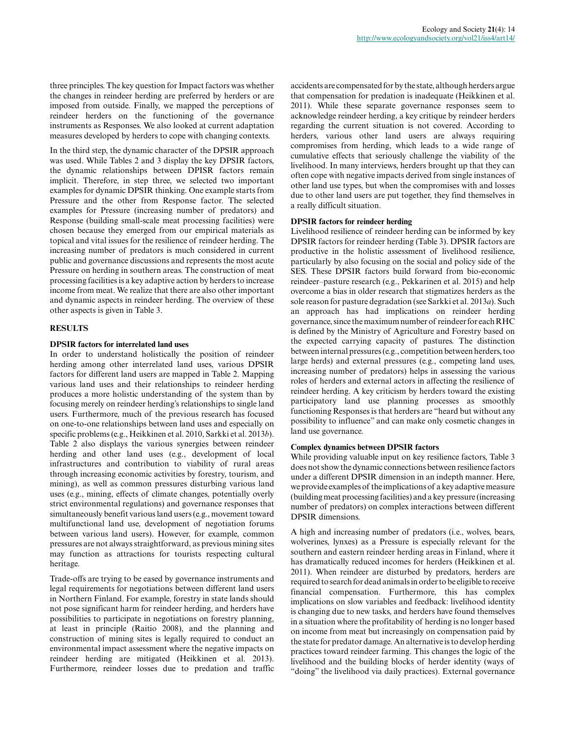three principles. The key question for Impact factors was whether the changes in reindeer herding are preferred by herders or are imposed from outside. Finally, we mapped the perceptions of reindeer herders on the functioning of the governance instruments as Responses. We also looked at current adaptation measures developed by herders to cope with changing contexts.

In the third step, the dynamic character of the DPSIR approach was used. While Tables 2 and 3 display the key DPSIR factors, the dynamic relationships between DPISR factors remain implicit. Therefore, in step three, we selected two important examples for dynamic DPSIR thinking. One example starts from Pressure and the other from Response factor. The selected examples for Pressure (increasing number of predators) and Response (building small-scale meat processing facilities) were chosen because they emerged from our empirical materials as topical and vital issues for the resilience of reindeer herding. The increasing number of predators is much considered in current public and governance discussions and represents the most acute Pressure on herding in southern areas. The construction of meat processing facilities is a key adaptive action by herders to increase income from meat. We realize that there are also other important and dynamic aspects in reindeer herding. The overview of these other aspects is given in Table 3.

## RESULTS

### DPSIR factors for interrelated land uses

In order to understand holistically the position of reindeer herding among other interrelated land uses, various DPSIR factors for different land users are mapped in Table 2. Mapping various land uses and their relationships to reindeer herding produces a more holistic understanding of the system than by focusing merely on reindeer herding's relationships to single land users. Furthermore, much of the previous research has focused on one-to-one relationships between land uses and especially on specific problems (e.g., Heikkinen et al. 2010, Sarkki et al. 2013*b*). Table 2 also displays the various synergies between reindeer herding and other land uses (e.g., development of local infrastructures and contribution to viability of rural areas through increasing economic activities by forestry, tourism, and mining), as well as common pressures disturbing various land uses (e.g., mining, effects of climate changes, potentially overly strict environmental regulations) and governance responses that simultaneously benefit various land users (e.g., movement toward multifunctional land use, development of negotiation forums between various land users). However, for example, common pressures are not always straightforward, as previous mining sites may function as attractions for tourists respecting cultural heritage.

Trade-offs are trying to be eased by governance instruments and legal requirements for negotiations between different land users in Northern Finland. For example, forestry in state lands should not pose significant harm for reindeer herding, and herders have possibilities to participate in negotiations on forestry planning, at least in principle (Raitio 2008), and the planning and construction of mining sites is legally required to conduct an environmental impact assessment where the negative impacts on reindeer herding are mitigated (Heikkinen et al. 2013). Furthermore, reindeer losses due to predation and traffic accidents are compensated for by the state, although herders argue that compensation for predation is inadequate (Heikkinen et al. 2011). While these separate governance responses seem to acknowledge reindeer herding, a key critique by reindeer herders regarding the current situation is not covered. According to herders, various other land users are always requiring compromises from herding, which leads to a wide range of cumulative effects that seriously challenge the viability of the livelihood. In many interviews, herders brought up that they can often cope with negative impacts derived from single instances of other land use types, but when the compromises with and losses due to other land users are put together, they find themselves in a really difficult situation.

### DPSIR factors for reindeer herding

Livelihood resilience of reindeer herding can be informed by key DPSIR factors for reindeer herding (Table 3). DPSIR factors are productive in the holistic assessment of livelihood resilience, particularly by also focusing on the social and policy side of the SES. These DPSIR factors build forward from bio-economic reindeer–pasture research (e.g., Pekkarinen et al. 2015) and help overcome a bias in older research that stigmatizes herders as the sole reason for pasture degradation (see Sarkki et al. 2013*a*). Such an approach has had implications on reindeer herding governance, since the maximum number of reindeer for each RHC is defined by the Ministry of Agriculture and Forestry based on the expected carrying capacity of pastures. The distinction between internal pressures (e.g., competition between herders, too large herds) and external pressures (e.g., competing land uses, increasing number of predators) helps in assessing the various roles of herders and external actors in affecting the resilience of reindeer herding. A key criticism by herders toward the existing participatory land use planning processes as smoothly functioning Responses is that herders are "heard but without any possibility to influence" and can make only cosmetic changes in land use governance.

### Complex dynamics between DPSIR factors

While providing valuable input on key resilience factors, Table 3 does not show the dynamic connections between resilience factors under a different DPSIR dimension in an indepth manner. Here, we provide examples of the implications of a key adaptive measure (building meat processing facilities) and a key pressure (increasing number of predators) on complex interactions between different DPSIR dimensions.

A high and increasing number of predators (i.e., wolves, bears, wolverines, lynxes) as a Pressure is especially relevant for the southern and eastern reindeer herding areas in Finland, where it has dramatically reduced incomes for herders (Heikkinen et al. 2011). When reindeer are disturbed by predators, herders are required to search for dead animals in order to be eligible to receive financial compensation. Furthermore, this has complex implications on slow variables and feedback: livelihood identity is changing due to new tasks, and herders have found themselves in a situation where the profitability of herding is no longer based on income from meat but increasingly on compensation paid by the state for predator damage. An alternative is to develop herding practices toward reindeer farming. This changes the logic of the livelihood and the building blocks of herder identity (ways of "doing" the livelihood via daily practices). External governance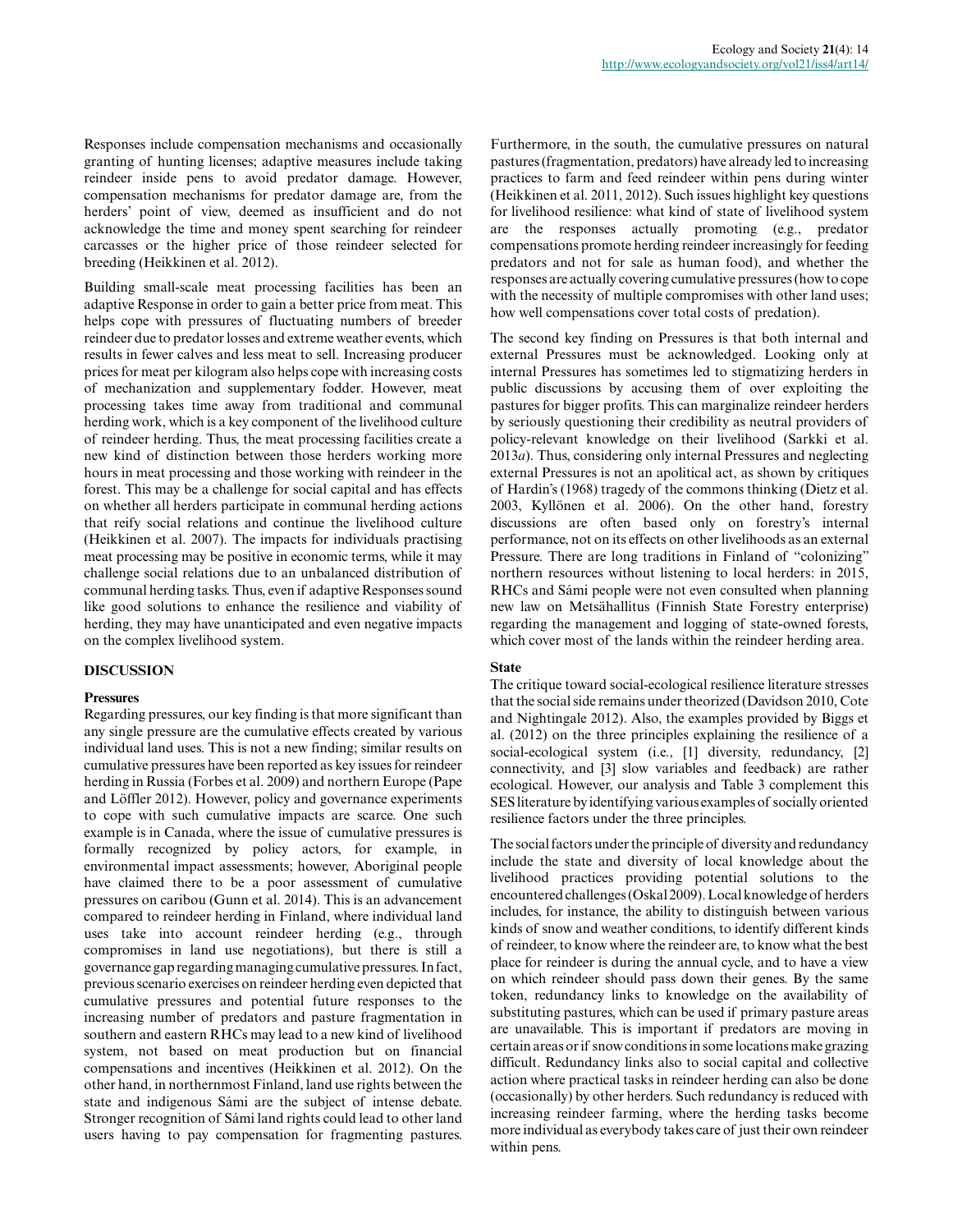Responses include compensation mechanisms and occasionally granting of hunting licenses; adaptive measures include taking reindeer inside pens to avoid predator damage. However, compensation mechanisms for predator damage are, from the herders' point of view, deemed as insufficient and do not acknowledge the time and money spent searching for reindeer carcasses or the higher price of those reindeer selected for breeding (Heikkinen et al. 2012).

Building small-scale meat processing facilities has been an adaptive Response in order to gain a better price from meat. This helps cope with pressures of fluctuating numbers of breeder reindeer due to predator losses and extreme weather events, which results in fewer calves and less meat to sell. Increasing producer prices for meat per kilogram also helps cope with increasing costs of mechanization and supplementary fodder. However, meat processing takes time away from traditional and communal herding work, which is a key component of the livelihood culture of reindeer herding. Thus, the meat processing facilities create a new kind of distinction between those herders working more hours in meat processing and those working with reindeer in the forest. This may be a challenge for social capital and has effects on whether all herders participate in communal herding actions that reify social relations and continue the livelihood culture (Heikkinen et al. 2007). The impacts for individuals practising meat processing may be positive in economic terms, while it may challenge social relations due to an unbalanced distribution of communal herding tasks. Thus, even if adaptive Responses sound like good solutions to enhance the resilience and viability of herding, they may have unanticipated and even negative impacts on the complex livelihood system.

## DISCUSSION

### Pressures

Regarding pressures, our key finding is that more significant than any single pressure are the cumulative effects created by various individual land uses. This is not a new finding; similar results on cumulative pressures have been reported as key issues for reindeer herding in Russia (Forbes et al. 2009) and northern Europe (Pape and Löffler 2012). However, policy and governance experiments to cope with such cumulative impacts are scarce. One such example is in Canada, where the issue of cumulative pressures is formally recognized by policy actors, for example, in environmental impact assessments; however, Aboriginal people have claimed there to be a poor assessment of cumulative pressures on caribou (Gunn et al. 2014). This is an advancement compared to reindeer herding in Finland, where individual land uses take into account reindeer herding (e.g., through compromises in land use negotiations), but there is still a governance gap regarding managing cumulative pressures. In fact, previous scenario exercises on reindeer herding even depicted that cumulative pressures and potential future responses to the increasing number of predators and pasture fragmentation in southern and eastern RHCs may lead to a new kind of livelihood system, not based on meat production but on financial compensations and incentives (Heikkinen et al. 2012). On the other hand, in northernmost Finland, land use rights between the state and indigenous Sámi are the subject of intense debate. Stronger recognition of Sámi land rights could lead to other land users having to pay compensation for fragmenting pastures. Furthermore, in the south, the cumulative pressures on natural pastures (fragmentation, predators) have already led to increasing practices to farm and feed reindeer within pens during winter (Heikkinen et al. 2011, 2012). Such issues highlight key questions for livelihood resilience: what kind of state of livelihood system are the responses actually promoting (e.g., predator compensations promote herding reindeer increasingly for feeding predators and not for sale as human food), and whether the responses are actually covering cumulative pressures (how to cope with the necessity of multiple compromises with other land uses; how well compensations cover total costs of predation).

The second key finding on Pressures is that both internal and external Pressures must be acknowledged. Looking only at internal Pressures has sometimes led to stigmatizing herders in public discussions by accusing them of over exploiting the pastures for bigger profits. This can marginalize reindeer herders by seriously questioning their credibility as neutral providers of policy-relevant knowledge on their livelihood (Sarkki et al. 2013*a*). Thus, considering only internal Pressures and neglecting external Pressures is not an apolitical act, as shown by critiques of Hardin's (1968) tragedy of the commons thinking (Dietz et al. 2003, Kyllönen et al. 2006). On the other hand, forestry discussions are often based only on forestry's internal performance, not on its effects on other livelihoods as an external Pressure. There are long traditions in Finland of "colonizing" northern resources without listening to local herders: in 2015, RHCs and Sámi people were not even consulted when planning new law on Metsähallitus (Finnish State Forestry enterprise) regarding the management and logging of state-owned forests, which cover most of the lands within the reindeer herding area.

### State

The critique toward social-ecological resilience literature stresses that the social side remains under theorized (Davidson 2010, Cote and Nightingale 2012). Also, the examples provided by Biggs et al. (2012) on the three principles explaining the resilience of a social-ecological system (i.e., [1] diversity, redundancy, [2] connectivity, and [3] slow variables and feedback) are rather ecological. However, our analysis and Table 3 complement this SES literature by identifying various examples of socially oriented resilience factors under the three principles.

The social factors under the principle of diversity and redundancy include the state and diversity of local knowledge about the livelihood practices providing potential solutions to the encountered challenges (Oskal 2009). Local knowledge of herders includes, for instance, the ability to distinguish between various kinds of snow and weather conditions, to identify different kinds of reindeer, to know where the reindeer are, to know what the best place for reindeer is during the annual cycle, and to have a view on which reindeer should pass down their genes. By the same token, redundancy links to knowledge on the availability of substituting pastures, which can be used if primary pasture areas are unavailable. This is important if predators are moving in certain areas or if snow conditions in some locations make grazing difficult. Redundancy links also to social capital and collective action where practical tasks in reindeer herding can also be done (occasionally) by other herders. Such redundancy is reduced with increasing reindeer farming, where the herding tasks become more individual as everybody takes care of just their own reindeer within pens.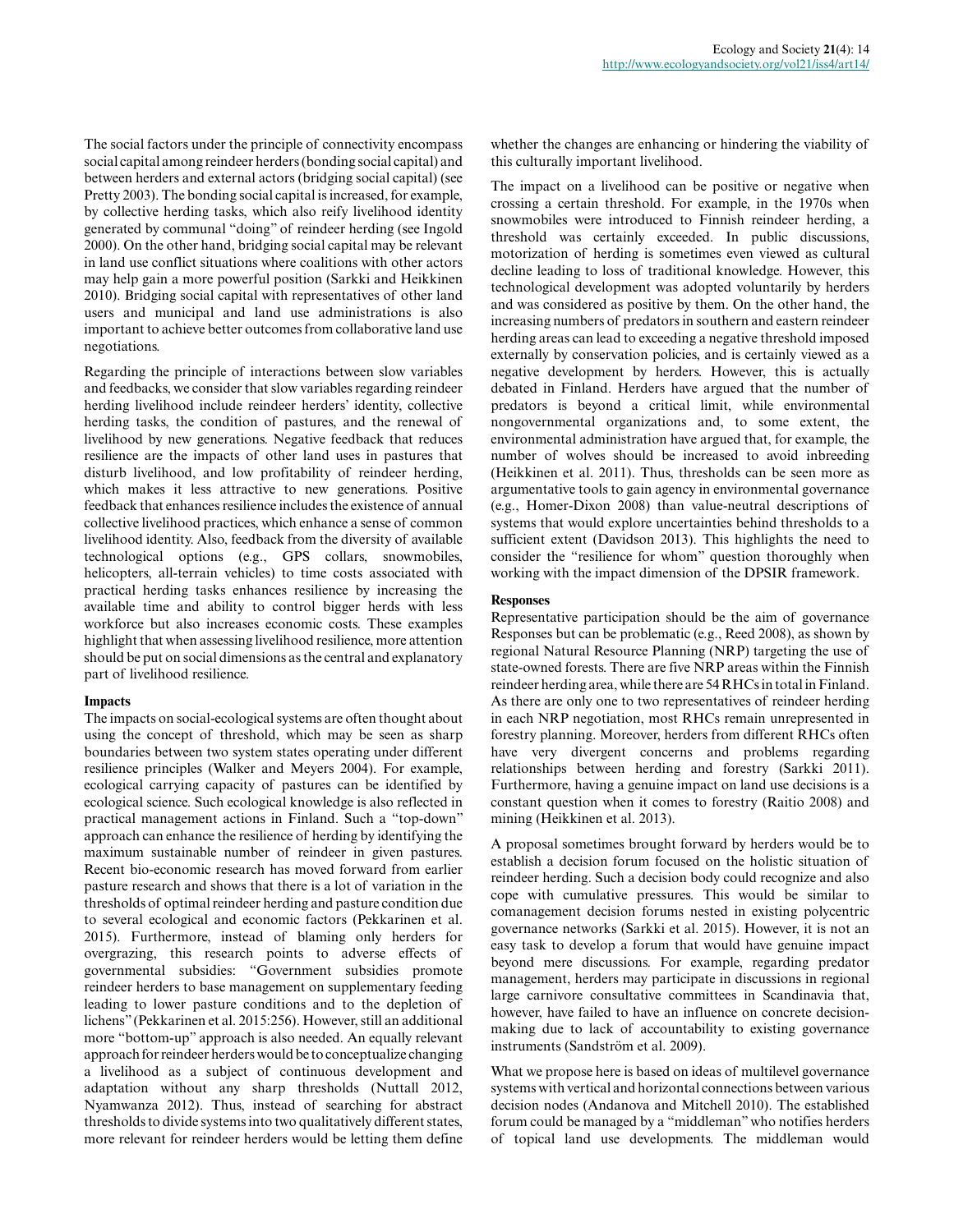The social factors under the principle of connectivity encompass social capital among reindeer herders (bonding social capital) and between herders and external actors (bridging social capital) (see Pretty 2003). The bonding social capital is increased, for example, by collective herding tasks, which also reify livelihood identity generated by communal "doing" of reindeer herding (see Ingold 2000). On the other hand, bridging social capital may be relevant in land use conflict situations where coalitions with other actors may help gain a more powerful position (Sarkki and Heikkinen 2010). Bridging social capital with representatives of other land users and municipal and land use administrations is also important to achieve better outcomes from collaborative land use negotiations.

Regarding the principle of interactions between slow variables and feedbacks, we consider that slow variables regarding reindeer herding livelihood include reindeer herders' identity, collective herding tasks, the condition of pastures, and the renewal of livelihood by new generations. Negative feedback that reduces resilience are the impacts of other land uses in pastures that disturb livelihood, and low profitability of reindeer herding, which makes it less attractive to new generations. Positive feedback that enhances resilience includes the existence of annual collective livelihood practices, which enhance a sense of common livelihood identity. Also, feedback from the diversity of available technological options (e.g., GPS collars, snowmobiles, helicopters, all-terrain vehicles) to time costs associated with practical herding tasks enhances resilience by increasing the available time and ability to control bigger herds with less workforce but also increases economic costs. These examples highlight that when assessing livelihood resilience, more attention should be put on social dimensions as the central and explanatory part of livelihood resilience.

### Impacts

The impacts on social-ecological systems are often thought about using the concept of threshold, which may be seen as sharp boundaries between two system states operating under different resilience principles (Walker and Meyers 2004). For example, ecological carrying capacity of pastures can be identified by ecological science. Such ecological knowledge is also reflected in practical management actions in Finland. Such a "top-down" approach can enhance the resilience of herding by identifying the maximum sustainable number of reindeer in given pastures. Recent bio-economic research has moved forward from earlier pasture research and shows that there is a lot of variation in the thresholds of optimal reindeer herding and pasture condition due to several ecological and economic factors (Pekkarinen et al. 2015). Furthermore, instead of blaming only herders for overgrazing, this research points to adverse effects of governmental subsidies: "Government subsidies promote reindeer herders to base management on supplementary feeding leading to lower pasture conditions and to the depletion of lichens" (Pekkarinen et al. 2015:256). However, still an additional more "bottom-up" approach is also needed. An equally relevant approach for reindeer herders would be to conceptualize changing a livelihood as a subject of continuous development and adaptation without any sharp thresholds (Nuttall 2012, Nyamwanza 2012). Thus, instead of searching for abstract thresholds to divide systems into two qualitatively different states, more relevant for reindeer herders would be letting them define whether the changes are enhancing or hindering the viability of this culturally important livelihood.

The impact on a livelihood can be positive or negative when crossing a certain threshold. For example, in the 1970s when snowmobiles were introduced to Finnish reindeer herding, a threshold was certainly exceeded. In public discussions, motorization of herding is sometimes even viewed as cultural decline leading to loss of traditional knowledge. However, this technological development was adopted voluntarily by herders and was considered as positive by them. On the other hand, the increasing numbers of predators in southern and eastern reindeer herding areas can lead to exceeding a negative threshold imposed externally by conservation policies, and is certainly viewed as a negative development by herders. However, this is actually debated in Finland. Herders have argued that the number of predators is beyond a critical limit, while environmental nongovernmental organizations and, to some extent, the environmental administration have argued that, for example, the number of wolves should be increased to avoid inbreeding (Heikkinen et al. 2011). Thus, thresholds can be seen more as argumentative tools to gain agency in environmental governance (e.g., Homer-Dixon 2008) than value-neutral descriptions of systems that would explore uncertainties behind thresholds to a sufficient extent (Davidson 2013). This highlights the need to consider the "resilience for whom" question thoroughly when working with the impact dimension of the DPSIR framework.

### Responses

Representative participation should be the aim of governance Responses but can be problematic (e.g., Reed 2008), as shown by regional Natural Resource Planning (NRP) targeting the use of state-owned forests. There are five NRP areas within the Finnish reindeer herding area, while there are 54 RHCs in total in Finland. As there are only one to two representatives of reindeer herding in each NRP negotiation, most RHCs remain unrepresented in forestry planning. Moreover, herders from different RHCs often have very divergent concerns and problems regarding relationships between herding and forestry (Sarkki 2011). Furthermore, having a genuine impact on land use decisions is a constant question when it comes to forestry (Raitio 2008) and mining (Heikkinen et al. 2013).

A proposal sometimes brought forward by herders would be to establish a decision forum focused on the holistic situation of reindeer herding. Such a decision body could recognize and also cope with cumulative pressures. This would be similar to comanagement decision forums nested in existing polycentric governance networks (Sarkki et al. 2015). However, it is not an easy task to develop a forum that would have genuine impact beyond mere discussions. For example, regarding predator management, herders may participate in discussions in regional large carnivore consultative committees in Scandinavia that, however, have failed to have an influence on concrete decision-making due to lack of accountability to existing governance instruments (Sandström et al. 2009).

What we propose here is based on ideas of multilevel governance systems with vertical and horizontal connections between various decision nodes (Andanova and Mitchell 2010). The established forum could be managed by a "middleman" who notifies herders of topical land use developments. The middleman would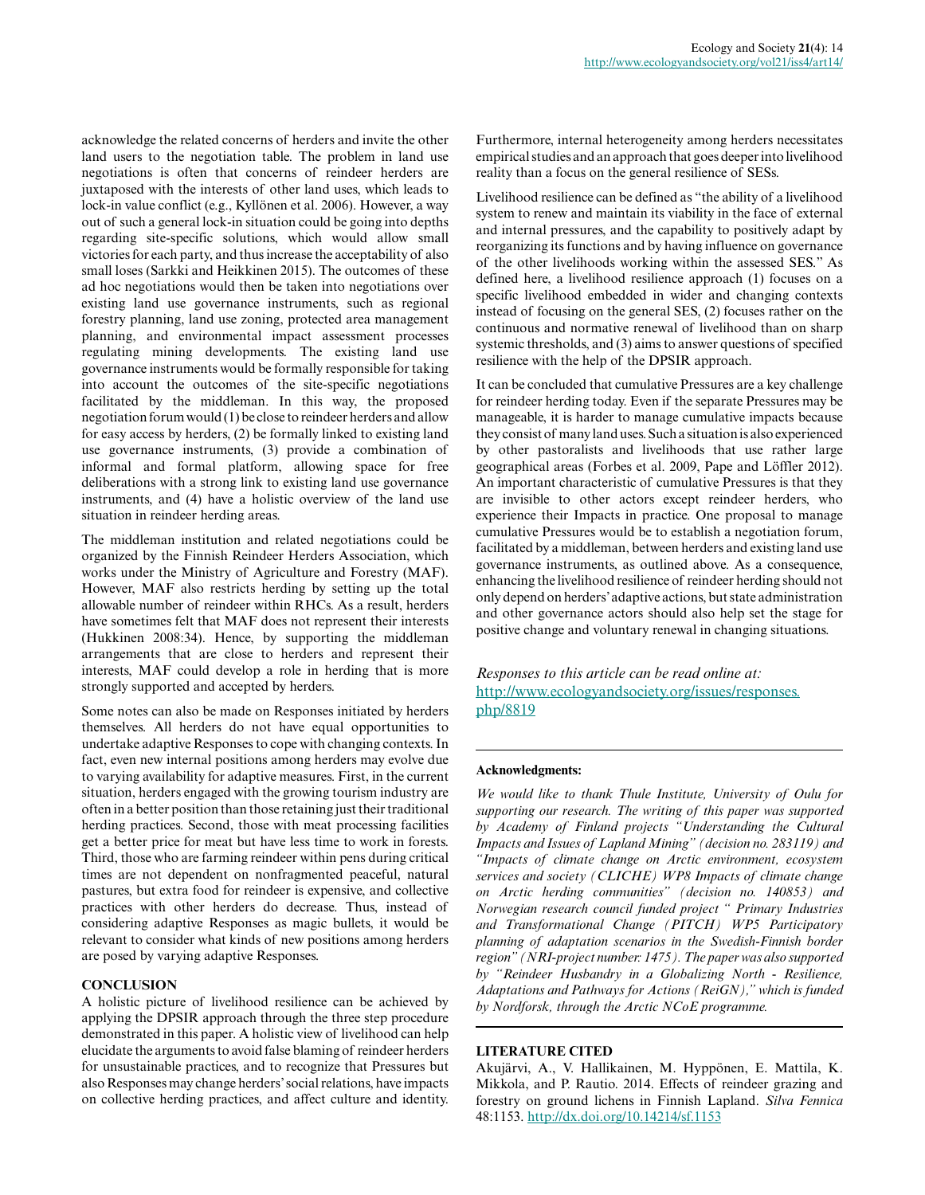acknowledge the related concerns of herders and invite the other land users to the negotiation table. The problem in land use negotiations is often that concerns of reindeer herders are juxtaposed with the interests of other land uses, which leads to lock-in value conflict (e.g., Kyllönen et al. 2006). However, a way out of such a general lock-in situation could be going into depths regarding site-specific solutions, which would allow small victories for each party, and thus increase the acceptability of also small loses (Sarkki and Heikkinen 2015). The outcomes of these ad hoc negotiations would then be taken into negotiations over existing land use governance instruments, such as regional forestry planning, land use zoning, protected area management planning, and environmental impact assessment processes regulating mining developments. The existing land use governance instruments would be formally responsible for taking into account the outcomes of the site-specific negotiations facilitated by the middleman. In this way, the proposed negotiation forum would (1) be close to reindeer herders and allow for easy access by herders, (2) be formally linked to existing land use governance instruments, (3) provide a combination of informal and formal platform, allowing space for free deliberations with a strong link to existing land use governance instruments, and (4) have a holistic overview of the land use situation in reindeer herding areas.

The middleman institution and related negotiations could be organized by the Finnish Reindeer Herders Association, which works under the Ministry of Agriculture and Forestry (MAF). However, MAF also restricts herding by setting up the total allowable number of reindeer within RHCs. As a result, herders have sometimes felt that MAF does not represent their interests (Hukkinen 2008:34). Hence, by supporting the middleman arrangements that are close to herders and represent their interests, MAF could develop a role in herding that is more strongly supported and accepted by herders.

Some notes can also be made on Responses initiated by herders themselves. All herders do not have equal opportunities to undertake adaptive Responses to cope with changing contexts. In fact, even new internal positions among herders may evolve due to varying availability for adaptive measures. First, in the current situation, herders engaged with the growing tourism industry are often in a better position than those retaining just their traditional herding practices. Second, those with meat processing facilities get a better price for meat but have less time to work in forests. Third, those who are farming reindeer within pens during critical times are not dependent on nonfragmented peaceful, natural pastures, but extra food for reindeer is expensive, and collective practices with other herders do decrease. Thus, instead of considering adaptive Responses as magic bullets, it would be relevant to consider what kinds of new positions among herders are posed by varying adaptive Responses.

## CONCLUSION

A holistic picture of livelihood resilience can be achieved by applying the DPSIR approach through the three step procedure demonstrated in this paper. A holistic view of livelihood can help elucidate the arguments to avoid false blaming of reindeer herders for unsustainable practices, and to recognize that Pressures but also Responses may change herders' social relations, have impacts on collective herding practices, and affect culture and identity. Furthermore, internal heterogeneity among herders necessitates empirical studies and an approach that goes deeper into livelihood reality than a focus on the general resilience of SESs.

Livelihood resilience can be defined as "the ability of a livelihood system to renew and maintain its viability in the face of external and internal pressures, and the capability to positively adapt by reorganizing its functions and by having influence on governance of the other livelihoods working within the assessed SES." As defined here, a livelihood resilience approach (1) focuses on a specific livelihood embedded in wider and changing contexts instead of focusing on the general SES, (2) focuses rather on the continuous and normative renewal of livelihood than on sharp systemic thresholds, and (3) aims to answer questions of specified resilience with the help of the DPSIR approach.

It can be concluded that cumulative Pressures are a key challenge for reindeer herding today. Even if the separate Pressures may be manageable, it is harder to manage cumulative impacts because they consist of many land uses. Such a situation is also experienced by other pastoralists and livelihoods that use rather large geographical areas (Forbes et al. 2009, Pape and Löffler 2012). An important characteristic of cumulative Pressures is that they are invisible to other actors except reindeer herders, who experience their Impacts in practice. One proposal to manage cumulative Pressures would be to establish a negotiation forum, facilitated by a middleman, between herders and existing land use governance instruments, as outlined above. As a consequence, enhancing the livelihood resilience of reindeer herding should not only depend on herders' adaptive actions, but state administration and other governance actors should also help set the stage for positive change and voluntary renewal in changing situations.

*Responses to this article can be read online at:*
http://www.ecologyandsociety.org/issues/responses.php/8819

**Acknowledgments:**

*We would like to thank Thule Institute, University of Oulu for supporting our research. The writing of this paper was supported by Academy of Finland projects "Understanding the Cultural Impacts and Issues of Lapland Mining" (decision no. 283119) and "Impacts of climate change on Arctic environment, ecosystem services and society (CLICHE) WP8 Impacts of climate change on Arctic herding communities" (decision no. 140853) and Norwegian research council funded project " Primary Industries and Transformational Change (PITCH) WP5 Participatory planning of adaptation scenarios in the Swedish-Finnish border region" (NRI-project number: 1475). The paper was also supported by "Reindeer Husbandry in a Globalizing North - Resilience, Adaptations and Pathways for Actions (ReiGN)," which is funded by Nordforsk, through the Arctic NCoE programme.*

## LITERATURE CITED

Akujärvi, A., V. Hallikainen, M. Hyppönen, E. Mattila, K. Mikkola, and P. Rautio. 2014. Effects of reindeer grazing and forestry on ground lichens in Finnish Lapland. *Silva Fennica* 48:1153. http://dx.doi.org/10.14214/sf.1153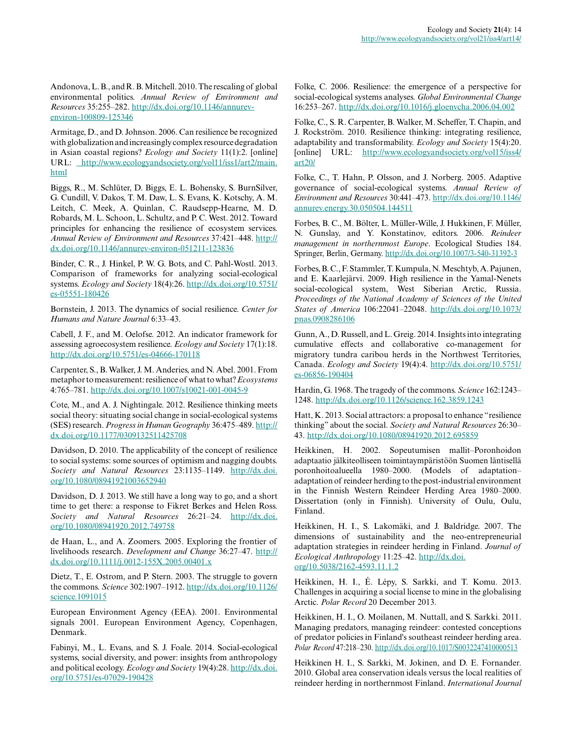Andonova, L. B., and R. B. Mitchell. 2010. The rescaling of global environmental politics. *Annual Review of Environment and Resources* 35:255–282. http://dx.doi.org/10.1146/annurev-environ-100809-125346

Armitage, D., and D. Johnson. 2006. Can resilience be recognized with globalization and increasingly complex resource degradation in Asian coastal regions? *Ecology and Society* 11(1):2. [online] URL: http://www.ecologyandsociety.org/vol11/iss1/art2/main.html

Biggs, R., M. Schlüter, D. Biggs, E. L. Bohensky, S. BurnSilver, G. Cundill, V. Dakos, T. M. Daw, L. S. Evans, K. Kotschy, A. M. Leitch, C. Meek, A. Quinlan, C. Raudsepp-Hearne, M. D. Robards, M. L. Schoon, L. Schultz, and P. C. West. 2012. Toward principles for enhancing the resilience of ecosystem services. *Annual Review of Environment and Resources* 37:421–448. http://dx.doi.org/10.1146/annurev-environ-051211-123836

Binder, C. R., J. Hinkel, P. W. G. Bots, and C. Pahl-Wostl. 2013. Comparison of frameworks for analyzing social-ecological systems. *Ecology and Society* 18(4):26. http://dx.doi.org/10.5751/es-05551-180426

Bornstein, J. 2013. The dynamics of social resilience. *Center for Humans and Nature Journal* 6:33–43.

Cabell, J. F., and M. Oelofse. 2012. An indicator framework for assessing agroecosystem resilience. *Ecology and Society* 17(1):18. http://dx.doi.org/10.5751/es-04666-170118

Carpenter, S., B. Walker, J. M. Anderies, and N. Abel. 2001. From metaphor to measurement: resilience of what to what? *Ecosystems* 4:765–781. http://dx.doi.org/10.1007/s10021-001-0045-9

Cote, M., and A. J. Nightingale. 2012. Resilience thinking meets social theory: situating social change in social-ecological systems (SES) research. *Progress in Human Geography* 36:475–489. http://dx.doi.org/10.1177/0309132511425708

Davidson, D. 2010. The applicability of the concept of resilience to social systems: some sources of optimism and nagging doubts. *Society and Natural Resources* 23:1135–1149. http://dx.doi.org/10.1080/08941921003652940

Davidson, D. J. 2013. We still have a long way to go, and a short time to get there: a response to Fikret Berkes and Helen Ross. *Society and Natural Resources* 26:21–24. http://dx.doi.org/10.1080/08941920.2012.749758

de Haan, L., and A. Zoomers. 2005. Exploring the frontier of livelihoods research. *Development and Change* 36:27–47. http://dx.doi.org/10.1111/j.0012-155X.2005.00401.x

Dietz, T., E. Ostrom, and P. Stern. 2003. The struggle to govern the commons. *Science* 302:1907–1912. http://dx.doi.org/10.1126/science.1091015

European Environment Agency (EEA). 2001. Environmental signals 2001. European Environment Agency, Copenhagen, Denmark.

Fabinyi, M., L. Evans, and S. J. Foale. 2014. Social-ecological systems, social diversity, and power: insights from anthropology and political ecology. *Ecology and Society* 19(4):28. http://dx.doi.org/10.5751/es-07029-190428

Folke, C. 2006. Resilience: the emergence of a perspective for social-ecological systems analyses. *Global Environmental Change* 16:253–267. http://dx.doi.org/10.1016/j.gloenvcha.2006.04.002

Folke, C., S. R. Carpenter, B. Walker, M. Scheffer, T. Chapin, and J. Rockström. 2010. Resilience thinking: integrating resilience, adaptability and transformability. *Ecology and Society* 15(4):20. [online] URL: http://www.ecologyandsociety.org/vol15/iss4/art20/

Folke, C., T. Hahn, P. Olsson, and J. Norberg. 2005. Adaptive governance of social-ecological systems. *Annual Review of Environment and Resources* 30:441–473. http://dx.doi.org/10.1146/annurev.energy.30.050504.144511

Forbes, B. C., M. Bölter, L. Müller-Wille, J. Hukkinen, F. Müller, N. Gunslay, and Y. Konstatinov, editors. 2006. *Reindeer management in northernmost Europe*. Ecological Studies 184. Springer, Berlin, Germany. http://dx.doi.org/10.1007/3-540-31392-3

Forbes, B. C., F. Stammler, T. Kumpula, N. Meschtyb, A. Pajunen, and E. Kaarlejärvi. 2009. High resilience in the Yamal-Nenets social-ecological system, West Siberian Arctic, Russia. *Proceedings of the National Academy of Sciences of the United States of America* 106:22041–22048. http://dx.doi.org/10.1073/pnas.0908286106

Gunn, A., D. Russell, and L. Greig. 2014. Insights into integrating cumulative effects and collaborative co-management for migratory tundra caribou herds in the Northwest Territories, Canada. *Ecology and Society* 19(4):4. http://dx.doi.org/10.5751/es-06856-190404

Hardin, G. 1968. The tragedy of the commons. *Science* 162:1243–1248. http://dx.doi.org/10.1126/science.162.3859.1243

Hatt, K. 2013. Social attractors: a proposal to enhance "resilience thinking" about the social. *Society and Natural Resources* 26:30–43. http://dx.doi.org/10.1080/08941920.2012.695859

Heikkinen, H. 2002. Sopeutumisen mallit–Poronhoidon adaptaatio jälkiteolliseen toimintaympäristöön Suomen läntisellä poronhoitoalueella 1980–2000. (Models of adaptation–adaptation of reindeer herding to the post-industrial environment in the Finnish Western Reindeer Herding Area 1980–2000. Dissertation (only in Finnish). University of Oulu, Oulu, Finland.

Heikkinen, H. I., S. Lakomäki, and J. Baldridge. 2007. The dimensions of sustainability and the neo-entrepreneurial adaptation strategies in reindeer herding in Finland. *Journal of Ecological Anthropology* 11:25–42. http://dx.doi.org/10.5038/2162-4593.11.1.2

Heikkinen, H. I., É. Lépy, S. Sarkki, and T. Komu. 2013. Challenges in acquiring a social license to mine in the globalising Arctic. *Polar Record* 20 December 2013.

Heikkinen, H. I., O. Moilanen, M. Nuttall, and S. Sarkki. 2011. Managing predators, managing reindeer: contested conceptions of predator policies in Finland's southeast reindeer herding area. *Polar Record* 47:218–230. http://dx.doi.org/10.1017/S0032247410000513

Heikkinen H. I., S. Sarkki, M. Jokinen, and D. E. Fornander. 2010. Global area conservation ideals versus the local realities of reindeer herding in northernmost Finland. *International Journal*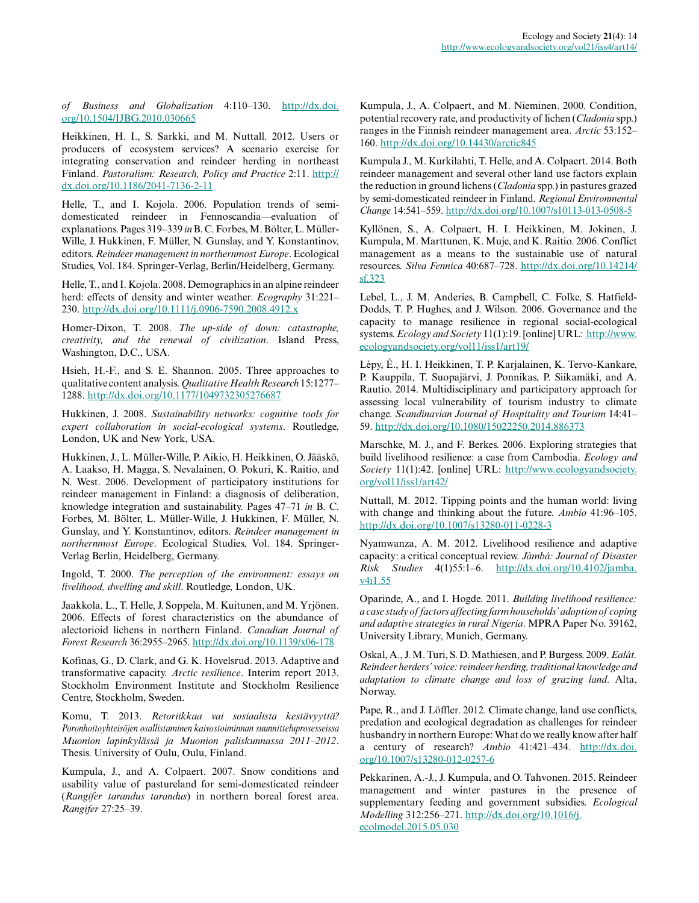*of Business and Globalization* 4:110–130. http://dx.doi.org/10.1504/IJBG.2010.030665

Heikkinen, H. I., S. Sarkki, and M. Nuttall. 2012. Users or producers of ecosystem services? A scenario exercise for integrating conservation and reindeer herding in northeast Finland. *Pastoralism: Research, Policy and Practice* 2:11. http://dx.doi.org/10.1186/2041-7136-2-11

Helle, T., and I. Kojola. 2006. Population trends of semi-domesticated reindeer in Fennoscandia—evaluation of explanations. Pages 319–339 *in* B. C. Forbes, M. Bölter, L. Müller-Wille, J. Hukkinen, F. Müller, N. Gunslay, and Y. Konstantinov, editors. *Reindeer management in northernmost Europe*. Ecological Studies, Vol. 184. Springer-Verlag, Berlin/Heidelberg, Germany.

Helle, T., and I. Kojola. 2008. Demographics in an alpine reindeer herd: effects of density and winter weather. *Ecography* 31:221–230. http://dx.doi.org/10.1111/j.0906-7590.2008.4912.x

Homer-Dixon, T. 2008. *The up-side of down: catastrophe, creativity, and the renewal of civilization*. Island Press, Washington, D.C., USA.

Hsieh, H.-F., and S. E. Shannon. 2005. Three approaches to qualitative content analysis. *Qualitative Health Research* 15:1277–1288. http://dx.doi.org/10.1177/1049732305276687

Hukkinen, J. 2008. *Sustainability networks: cognitive tools for expert collaboration in social-ecological systems*. Routledge, London, UK and New York, USA.

Hukkinen, J., L. Müller-Wille, P. Aikio, H. Heikkinen, O. Jääskö, A. Laakso, H. Magga, S. Nevalainen, O. Pokuri, K. Raitio, and N. West. 2006. Development of participatory institutions for reindeer management in Finland: a diagnosis of deliberation, knowledge integration and sustainability. Pages 47–71 *in* B. C. Forbes, M. Bölter, L. Müller-Wille, J. Hukkinen, F. Müller, N. Gunslay, and Y. Konstantinov, editors. *Reindeer management in northernmost Europe*. Ecological Studies, Vol. 184. Springer-Verlag Berlin, Heidelberg, Germany.

Ingold, T. 2000. *The perception of the environment: essays on livelihood, dwelling and skill*. Routledge, London, UK.

Jaakkola, L., T. Helle, J. Soppela, M. Kuitunen, and M. Yrjönen. 2006. Effects of forest characteristics on the abundance of alectorioid lichens in northern Finland. *Canadian Journal of Forest Research* 36:2955–2965. http://dx.doi.org/10.1139/x06-178

Kofinas, G., D. Clark, and G. K. Hovelsrud. 2013. Adaptive and transformative capacity. *Arctic resilience*. Interim report 2013. Stockholm Environment Institute and Stockholm Resilience Centre, Stockholm, Sweden.

Komu, T. 2013. *Retoriikkaa vai sosiaalista kestävyyttä? Poronhoitoyhteisöjen osallistaminen kaivostoiminnan suunnitteluprosesseissa Muonion lapinkylässä ja Muonion paliskunnassa 2011–2012*. Thesis. University of Oulu, Oulu, Finland.

Kumpula, J., and A. Colpaert. 2007. Snow conditions and usability value of pastureland for semi-domesticated reindeer (*Rangifer tarandus tarandus*) in northern boreal forest area. *Rangifer* 27:25–39.

Kumpula, J., A. Colpaert, and M. Nieminen. 2000. Condition, potential recovery rate, and productivity of lichen (*Cladonia* spp.) ranges in the Finnish reindeer management area. *Arctic* 53:152–160. http://dx.doi.org/10.14430/arctic845

Kumpula J., M. Kurkilahti, T. Helle, and A. Colpaert. 2014. Both reindeer management and several other land use factors explain the reduction in ground lichens (*Cladonia* spp.) in pastures grazed by semi-domesticated reindeer in Finland. *Regional Environmental Change* 14:541–559. http://dx.doi.org/10.1007/s10113-013-0508-5

Kyllönen, S., A. Colpaert, H. I. Heikkinen, M. Jokinen, J. Kumpula, M. Marttunen, K. Muje, and K. Raitio. 2006. Conflict management as a means to the sustainable use of natural resources. *Silva Fennica* 40:687–728. http://dx.doi.org/10.14214/sf.323

Lebel, L., J. M. Anderies, B. Campbell, C. Folke, S. Hatfield-Dodds, T. P. Hughes, and J. Wilson. 2006. Governance and the capacity to manage resilience in regional social-ecological systems. *Ecology and Society* 11(1):19. [online] URL: http://www.ecologyandsociety.org/vol11/iss1/art19/

Lépy, É., H. I. Heikkinen, T. P. Karjalainen, K. Tervo-Kankare, P. Kauppila, T. Suopajärvi, J. Ponnikas, P. Siikamäki, and A. Rautio. 2014. Multidisciplinary and participatory approach for assessing local vulnerability of tourism industry to climate change. *Scandinavian Journal of Hospitality and Tourism* 14:41–59. http://dx.doi.org/10.1080/15022250.2014.886373

Marschke, M. J., and F. Berkes. 2006. Exploring strategies that build livelihood resilience: a case from Cambodia. *Ecology and Society* 11(1):42. [online] URL: http://www.ecologyandsociety.org/vol11/iss1/art42/

Nuttall, M. 2012. Tipping points and the human world: living with change and thinking about the future. *Ambio* 41:96–105. http://dx.doi.org/10.1007/s13280-011-0228-3

Nyamwanza, A. M. 2012. Livelihood resilience and adaptive capacity: a critical conceptual review. *Jàmbá: Journal of Disaster Risk Studies* 4(1)55:1–6. http://dx.doi.org/10.4102/jamba.v4i1.55

Oparinde, A., and I. Hogde. 2011. *Building livelihood resilience: a case study of factors affecting farm households' adoption of coping and adaptive strategies in rural Nigeria*. MPRA Paper No. 39162, University Library, Munich, Germany.

Oskal, A., J. M. Turi, S. D. Mathiesen, and P. Burgess. 2009. *Ealát. Reindeer herders' voice: reindeer herding, traditional knowledge and adaptation to climate change and loss of grazing land*. Alta, Norway.

Pape, R., and J. Löffler. 2012. Climate change, land use conflicts, predation and ecological degradation as challenges for reindeer husbandry in northern Europe: What do we really know after half a century of research? *Ambio* 41:421–434. http://dx.doi.org/10.1007/s13280-012-0257-6

Pekkarinen, A.-J., J. Kumpula, and O. Tahvonen. 2015. Reindeer management and winter pastures in the presence of supplementary feeding and government subsidies. *Ecological Modelling* 312:256–271. http://dx.doi.org/10.1016/j.ecolmodel.2015.05.030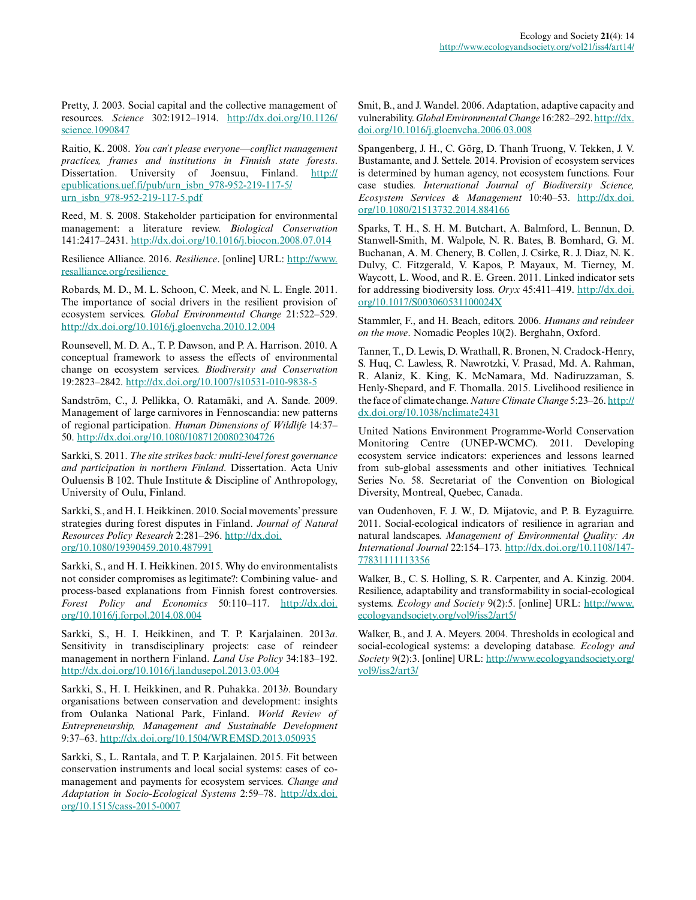Pretty, J. 2003. Social capital and the collective management of resources. *Science* 302:1912–1914. http://dx.doi.org/10.1126/science.1090847

Raitio, K. 2008. *You can't please everyone—conflict management practices, frames and institutions in Finnish state forests*. Dissertation. University of Joensuu, Finland. http://epublications.uef.fi/pub/urn_isbn_978-952-219-117-5/urn_isbn_978-952-219-117-5.pdf

Reed, M. S. 2008. Stakeholder participation for environmental management: a literature review. *Biological Conservation* 141:2417–2431. http://dx.doi.org/10.1016/j.biocon.2008.07.014

Resilience Alliance. 2016. *Resilience*. [online] URL: http://www.resalliance.org/resilience

Robards, M. D., M. L. Schoon, C. Meek, and N. L. Engle. 2011. The importance of social drivers in the resilient provision of ecosystem services. *Global Environmental Change* 21:522–529. http://dx.doi.org/10.1016/j.gloenvcha.2010.12.004

Rounsevell, M. D. A., T. P. Dawson, and P. A. Harrison. 2010. A conceptual framework to assess the effects of environmental change on ecosystem services. *Biodiversity and Conservation* 19:2823–2842. http://dx.doi.org/10.1007/s10531-010-9838-5

Sandström, C., J. Pellikka, O. Ratamäki, and A. Sande. 2009. Management of large carnivores in Fennoscandia: new patterns of regional participation. *Human Dimensions of Wildlife* 14:37–50. http://dx.doi.org/10.1080/10871200802304726

Sarkki, S. 2011. *The site strikes back: multi-level forest governance and participation in northern Finland*. Dissertation. Acta Univ Ouluensis B 102. Thule Institute & Discipline of Anthropology, University of Oulu, Finland.

Sarkki, S., and H. I. Heikkinen. 2010. Social movements' pressure strategies during forest disputes in Finland. *Journal of Natural Resources Policy Research* 2:281–296. http://dx.doi.org/10.1080/19390459.2010.487991

Sarkki, S., and H. I. Heikkinen. 2015. Why do environmentalists not consider compromises as legitimate?: Combining value- and process-based explanations from Finnish forest controversies. *Forest Policy and Economics* 50:110–117. http://dx.doi.org/10.1016/j.forpol.2014.08.004

Sarkki, S., H. I. Heikkinen, and T. P. Karjalainen. 2013*a*. Sensitivity in transdisciplinary projects: case of reindeer management in northern Finland. *Land Use Policy* 34:183–192. http://dx.doi.org/10.1016/j.landusepol.2013.03.004

Sarkki, S., H. I. Heikkinen, and R. Puhakka. 2013*b*. Boundary organisations between conservation and development: insights from Oulanka National Park, Finland. *World Review of Entrepreneurship, Management and Sustainable Development* 9:37–63. http://dx.doi.org/10.1504/WREMSD.2013.050935

Sarkki, S., L. Rantala, and T. P. Karjalainen. 2015. Fit between conservation instruments and local social systems: cases of co-management and payments for ecosystem services. *Change and Adaptation in Socio-Ecological Systems* 2:59–78. http://dx.doi.org/10.1515/cass-2015-0007

Smit, B., and J. Wandel. 2006. Adaptation, adaptive capacity and vulnerability. *Global Environmental Change* 16:282–292. http://dx.doi.org/10.1016/j.gloenvcha.2006.03.008

Spangenberg, J. H., C. Görg, D. Thanh Truong, V. Tekken, J. V. Bustamante, and J. Settele. 2014. Provision of ecosystem services is determined by human agency, not ecosystem functions. Four case studies. *International Journal of Biodiversity Science, Ecosystem Services & Management* 10:40–53. http://dx.doi.org/10.1080/21513732.2014.884166

Sparks, T. H., S. H. M. Butchart, A. Balmford, L. Bennun, D. Stanwell-Smith, M. Walpole, N. R. Bates, B. Bomhard, G. M. Buchanan, A. M. Chenery, B. Collen, J. Csirke, R. J. Diaz, N. K. Dulvy, C. Fitzgerald, V. Kapos, P. Mayaux, M. Tierney, M. Waycott, L. Wood, and R. E. Green. 2011. Linked indicator sets for addressing biodiversity loss. *Oryx* 45:411–419. http://dx.doi.org/10.1017/S003060531100024X

Stammler, F., and H. Beach, editors. 2006. *Humans and reindeer on the move*. Nomadic Peoples 10(2). Berghahn, Oxford.

Tanner, T., D. Lewis, D. Wrathall, R. Bronen, N. Cradock-Henry, S. Huq, C. Lawless, R. Nawrotzki, V. Prasad, Md. A. Rahman, R. Alaniz, K. King, K. McNamara, Md. Nadiruzzaman, S. Henly-Shepard, and F. Thomalla. 2015. Livelihood resilience in the face of climate change. *Nature Climate Change* 5:23–26. http://dx.doi.org/10.1038/nclimate2431

United Nations Environment Programme-World Conservation Monitoring Centre (UNEP-WCMC). 2011. Developing ecosystem service indicators: experiences and lessons learned from sub-global assessments and other initiatives. Technical Series No. 58. Secretariat of the Convention on Biological Diversity, Montreal, Quebec, Canada.

van Oudenhoven, F. J. W., D. Mijatovic, and P. B. Eyzaguirre. 2011. Social-ecological indicators of resilience in agrarian and natural landscapes. *Management of Environmental Quality: An International Journal* 22:154–173. http://dx.doi.org/10.1108/14777831111113356

Walker, B., C. S. Holling, S. R. Carpenter, and A. Kinzig. 2004. Resilience, adaptability and transformability in social-ecological systems. *Ecology and Society* 9(2):5. [online] URL: http://www.ecologyandsociety.org/vol9/iss2/art5/

Walker, B., and J. A. Meyers. 2004. Thresholds in ecological and social-ecological systems: a developing database. *Ecology and Society* 9(2):3. [online] URL: http://www.ecologyandsociety.org/vol9/iss2/art3/